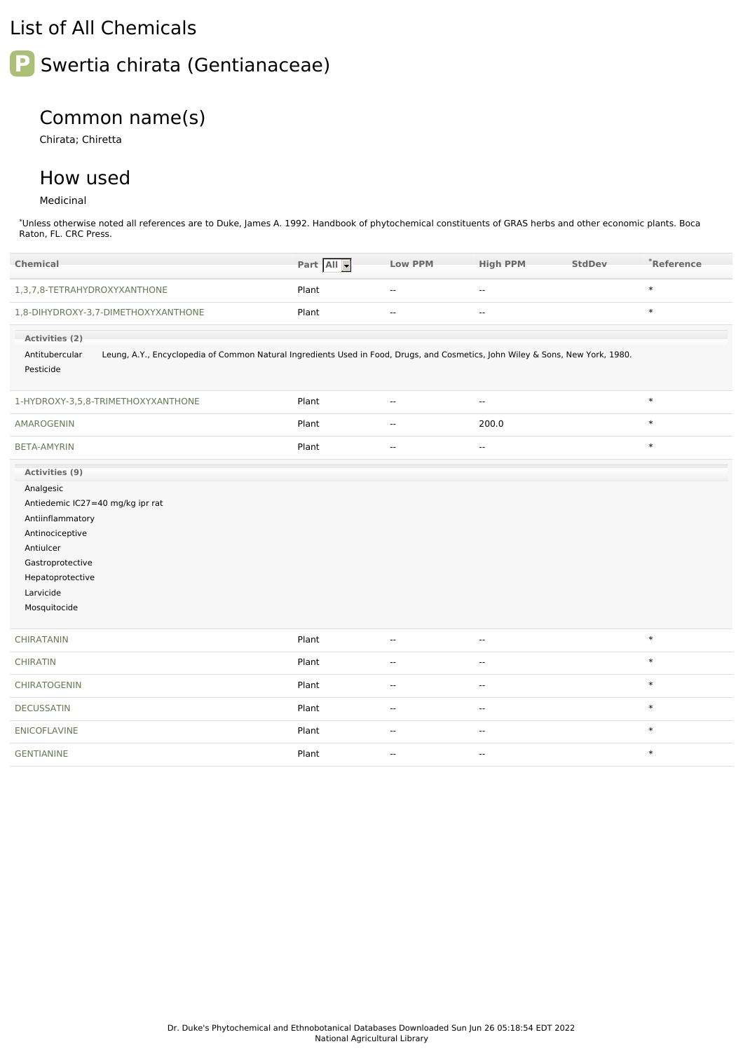# List of All Chemicals

## Swertia chirata (Gentianaceae)

### Common name(s)

Chirata; Chiretta

### How used

Medicinal

*Unless otherwise noted all references are to Duke, James A. 1992. Handbook of phytochemical constituents of GRAS herbs and other economic plants. Boca Raton, FL. CRC Press.

| Chemical | Part | Low PPM | High PPM | StdDev | *Reference |
|---|---|---|---|---|---|
| 1,3,7,8-TETRAHYDROXYXANTHONE | Plant | -- | -- | | * |
| 1,8-DIHYDROXY-3,7-DIMETHOXYXANTHONE | Plant | -- | -- | | * |

**Activities (2)**

- Antitubercular — Leung, A.Y., Encyclopedia of Common Natural Ingredients Used in Food, Drugs, and Cosmetics, John Wiley & Sons, New York, 1980.
- Pesticide

| Chemical | Part | Low PPM | High PPM | StdDev | *Reference |
|---|---|---|---|---|---|
| 1-HYDROXY-3,5,8-TRIMETHOXYXANTHONE | Plant | -- | -- | | * |
| AMAROGENIN | Plant | -- | 200.0 | | * |
| BETA-AMYRIN | Plant | -- | -- | | * |

**Activities (9)**

- Analgesic
- Antiedemic IC27=40 mg/kg ipr rat
- Antiinflammatory
- Antinociceptive
- Antiulcer
- Gastroprotective
- Hepatoprotective
- Larvicide
- Mosquitocide

| Chemical | Part | Low PPM | High PPM | StdDev | *Reference |
|---|---|---|---|---|---|
| CHIRATANIN | Plant | -- | -- | | * |
| CHIRATIN | Plant | -- | -- | | * |
| CHIRATOGENIN | Plant | -- | -- | | * |
| DECUSSATIN | Plant | -- | -- | | * |
| ENICOFLAVINE | Plant | -- | -- | | * |
| GENTIANINE | Plant | -- | -- | | * |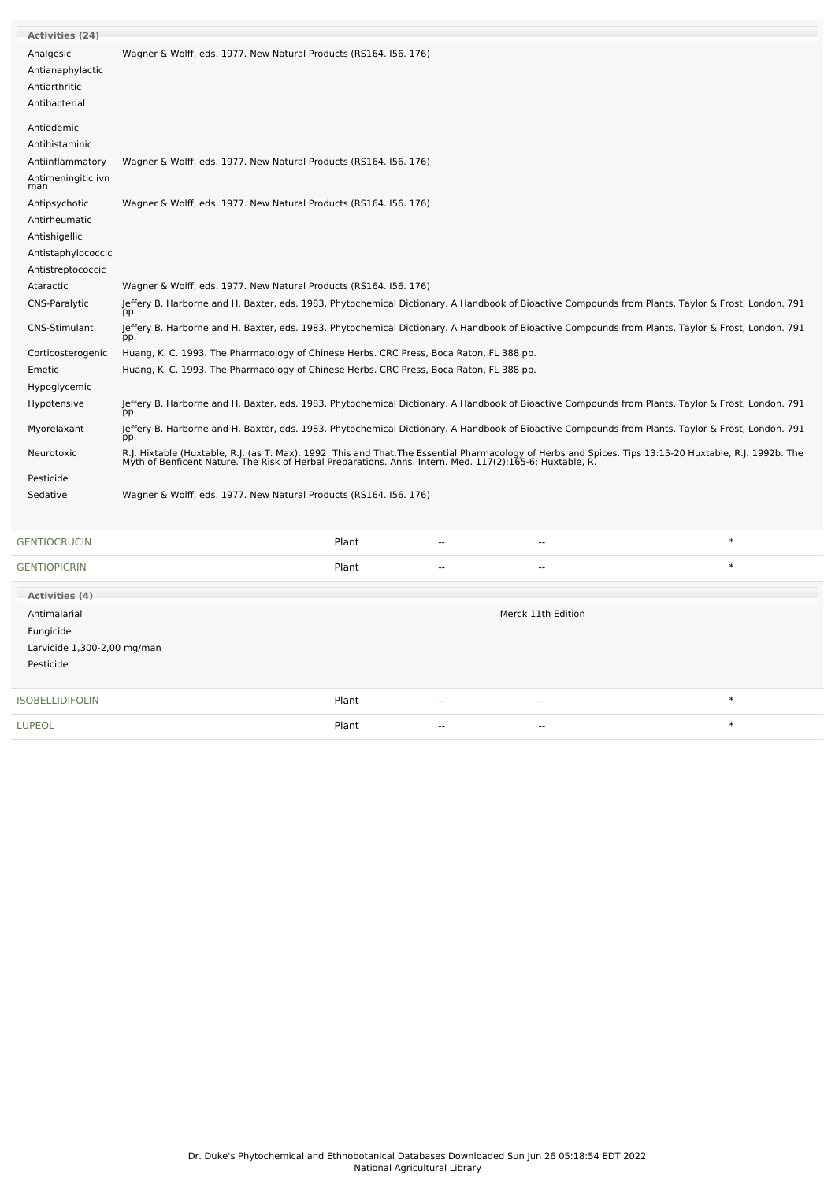**Activities (24)**

| Activity | Reference |
|---|---|
| Analgesic | Wagner & Wolff, eds. 1977. New Natural Products (RS164. I56. 176) |
| Antianaphylactic | |
| Antiarthritic | |
| Antibacterial | |
| Antiedemic | |
| Antihistaminic | |
| Antiinflammatory | Wagner & Wolff, eds. 1977. New Natural Products (RS164. I56. 176) |
| Antimeningitic ivn man | |
| Antipsychotic | Wagner & Wolff, eds. 1977. New Natural Products (RS164. I56. 176) |
| Antirheumatic | |
| Antishigellic | |
| Antistaphylococcic | |
| Antistreptococcic | |
| Ataractic | Wagner & Wolff, eds. 1977. New Natural Products (RS164. I56. 176) |
| CNS-Paralytic | Jeffery B. Harborne and H. Baxter, eds. 1983. Phytochemical Dictionary. A Handbook of Bioactive Compounds from Plants. Taylor & Frost, London. 791 pp. |
| CNS-Stimulant | Jeffery B. Harborne and H. Baxter, eds. 1983. Phytochemical Dictionary. A Handbook of Bioactive Compounds from Plants. Taylor & Frost, London. 791 pp. |
| Corticosterogenic | Huang, K. C. 1993. The Pharmacology of Chinese Herbs. CRC Press, Boca Raton, FL 388 pp. |
| Emetic | Huang, K. C. 1993. The Pharmacology of Chinese Herbs. CRC Press, Boca Raton, FL 388 pp. |
| Hypoglycemic | |
| Hypotensive | Jeffery B. Harborne and H. Baxter, eds. 1983. Phytochemical Dictionary. A Handbook of Bioactive Compounds from Plants. Taylor & Frost, London. 791 pp. |
| Myorelaxant | Jeffery B. Harborne and H. Baxter, eds. 1983. Phytochemical Dictionary. A Handbook of Bioactive Compounds from Plants. Taylor & Frost, London. 791 pp. |
| Neurotoxic | R.J. Hixtable (Huxtable, R.J. (as T. Max). 1992. This and That:The Essential Pharmacology of Herbs and Spices. Tips 13:15-20 Huxtable, R.J. 1992b. The Myth of Benficent Nature. The Risk of Herbal Preparations. Anns. Intern. Med. 117(2):165-6; Huxtable, R. |
| Pesticide | |
| Sedative | Wagner & Wolff, eds. 1977. New Natural Products (RS164. I56. 176) |

| Chemical | Part | | | |
|---|---|---|---|---|
| GENTIOCRUCIN | Plant | -- | -- | * |
| GENTIOPICRIN | Plant | -- | -- | * |

**Activities (4)**

| Activity | Reference |
|---|---|
| Antimalarial | Merck 11th Edition |
| Fungicide | |
| Larvicide 1,300-2,00 mg/man | |
| Pesticide | |

| Chemical | Part | | | |
|---|---|---|---|---|
| ISOBELLIDIFOLIN | Plant | -- | -- | * |
| LUPEOL | Plant | -- | -- | * |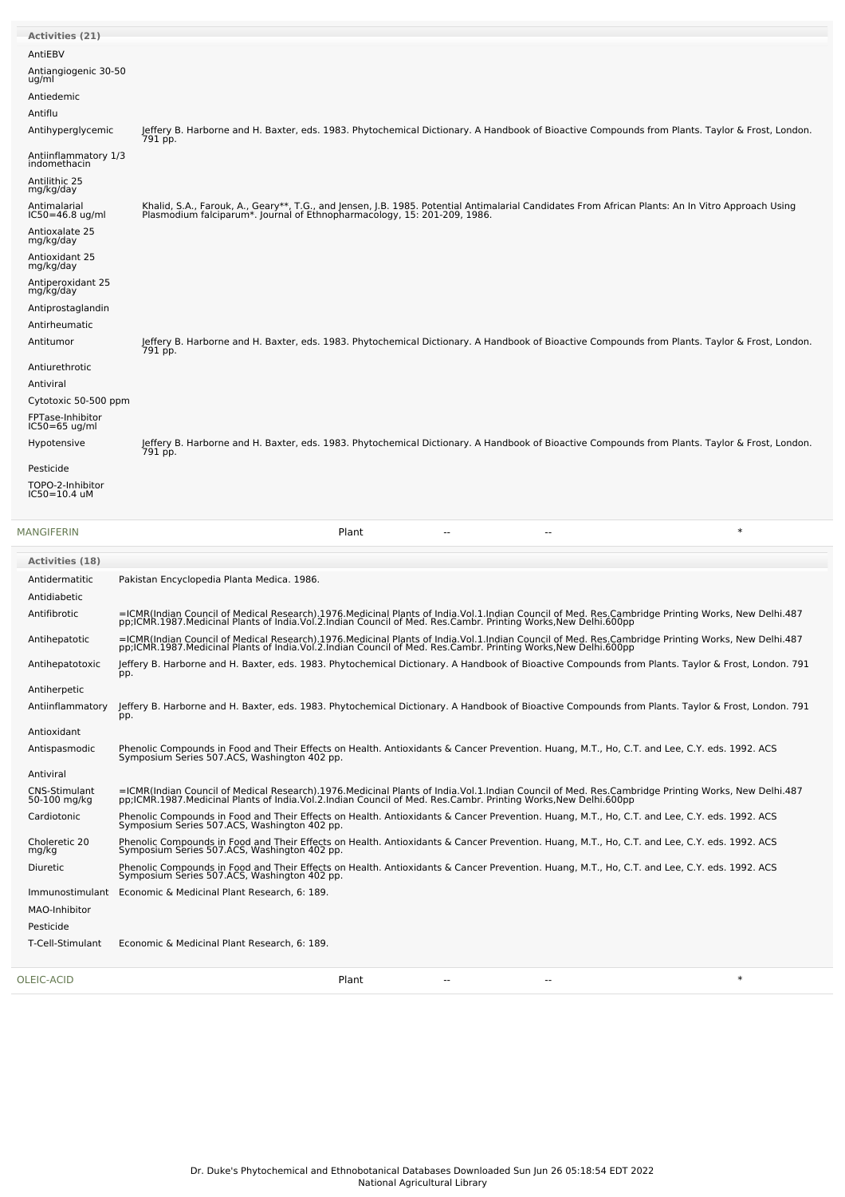**Activities (21)**

| Activity | Reference |
|---|---|
| AntiEBV | |
| Antiangiogenic 30-50 ug/ml | |
| Antiedemic | |
| Antiflu | |
| Antihyperglycemic | Jeffery B. Harborne and H. Baxter, eds. 1983. Phytochemical Dictionary. A Handbook of Bioactive Compounds from Plants. Taylor & Frost, London. 791 pp. |
| Antiinflammatory 1/3 indomethacin | |
| Antilithic 25 mg/kg/day | |
| Antimalarial IC50=46.8 ug/ml | Khalid, S.A., Farouk, A., Geary**, T.G., and Jensen, J.B. 1985. Potential Antimalarial Candidates From African Plants: An In Vitro Approach Using Plasmodium falciparum*. Journal of Ethnopharmacology, 15: 201-209, 1986. |
| Antioxalate 25 mg/kg/day | |
| Antioxidant 25 mg/kg/day | |
| Antiperoxidant 25 mg/kg/day | |
| Antiprostaglandin | |
| Antirheumatic | |
| Antitumor | Jeffery B. Harborne and H. Baxter, eds. 1983. Phytochemical Dictionary. A Handbook of Bioactive Compounds from Plants. Taylor & Frost, London. 791 pp. |
| Antiurethrotic | |
| Antiviral | |
| Cytotoxic 50-500 ppm | |
| FPTase-Inhibitor IC50=65 ug/ml | |
| Hypotensive | Jeffery B. Harborne and H. Baxter, eds. 1983. Phytochemical Dictionary. A Handbook of Bioactive Compounds from Plants. Taylor & Frost, London. 791 pp. |
| Pesticide | |
| TOPO-2-Inhibitor IC50=10.4 uM | |

| Chemical | Part | | | |
|---|---|---|---|---|
| MANGIFERIN | Plant | -- | -- | * |

**Activities (18)**

| Activity | Reference |
|---|---|
| Antidermatitic | Pakistan Encyclopedia Planta Medica. 1986. |
| Antidiabetic | |
| Antifibrotic | =ICMR(Indian Council of Medical Research).1976.Medicinal Plants of India.Vol.1.Indian Council of Med. Res.Cambridge Printing Works, New Delhi.487 pp;ICMR.1987.Medicinal Plants of India.Vol.2.Indian Council of Med. Res.Cambr. Printing Works,New Delhi.600pp |
| Antihepatotic | =ICMR(Indian Council of Medical Research).1976.Medicinal Plants of India.Vol.1.Indian Council of Med. Res.Cambridge Printing Works, New Delhi.487 pp;ICMR.1987.Medicinal Plants of India.Vol.2.Indian Council of Med. Res.Cambr. Printing Works,New Delhi.600pp |
| Antihepatotoxic | Jeffery B. Harborne and H. Baxter, eds. 1983. Phytochemical Dictionary. A Handbook of Bioactive Compounds from Plants. Taylor & Frost, London. 791 pp. |
| Antiherpetic | |
| Antiinflammatory | Jeffery B. Harborne and H. Baxter, eds. 1983. Phytochemical Dictionary. A Handbook of Bioactive Compounds from Plants. Taylor & Frost, London. 791 pp. |
| Antioxidant | |
| Antispasmodic | Phenolic Compounds in Food and Their Effects on Health. Antioxidants & Cancer Prevention. Huang, M.T., Ho, C.T. and Lee, C.Y. eds. 1992. ACS Symposium Series 507.ACS, Washington 402 pp. |
| Antiviral | |
| CNS-Stimulant 50-100 mg/kg | =ICMR(Indian Council of Medical Research).1976.Medicinal Plants of India.Vol.1.Indian Council of Med. Res.Cambridge Printing Works, New Delhi.487 pp;ICMR.1987.Medicinal Plants of India.Vol.2.Indian Council of Med. Res.Cambr. Printing Works,New Delhi.600pp |
| Cardiotonic | Phenolic Compounds in Food and Their Effects on Health. Antioxidants & Cancer Prevention. Huang, M.T., Ho, C.T. and Lee, C.Y. eds. 1992. ACS Symposium Series 507.ACS, Washington 402 pp. |
| Choleretic 20 mg/kg | Phenolic Compounds in Food and Their Effects on Health. Antioxidants & Cancer Prevention. Huang, M.T., Ho, C.T. and Lee, C.Y. eds. 1992. ACS Symposium Series 507.ACS, Washington 402 pp. |
| Diuretic | Phenolic Compounds in Food and Their Effects on Health. Antioxidants & Cancer Prevention. Huang, M.T., Ho, C.T. and Lee, C.Y. eds. 1992. ACS Symposium Series 507.ACS, Washington 402 pp. |
| Immunostimulant | Economic & Medicinal Plant Research, 6: 189. |
| MAO-Inhibitor | |
| Pesticide | |
| T-Cell-Stimulant | Economic & Medicinal Plant Research, 6: 189. |

| Chemical | Part | | | |
|---|---|---|---|---|
| OLEIC-ACID | Plant | -- | -- | * |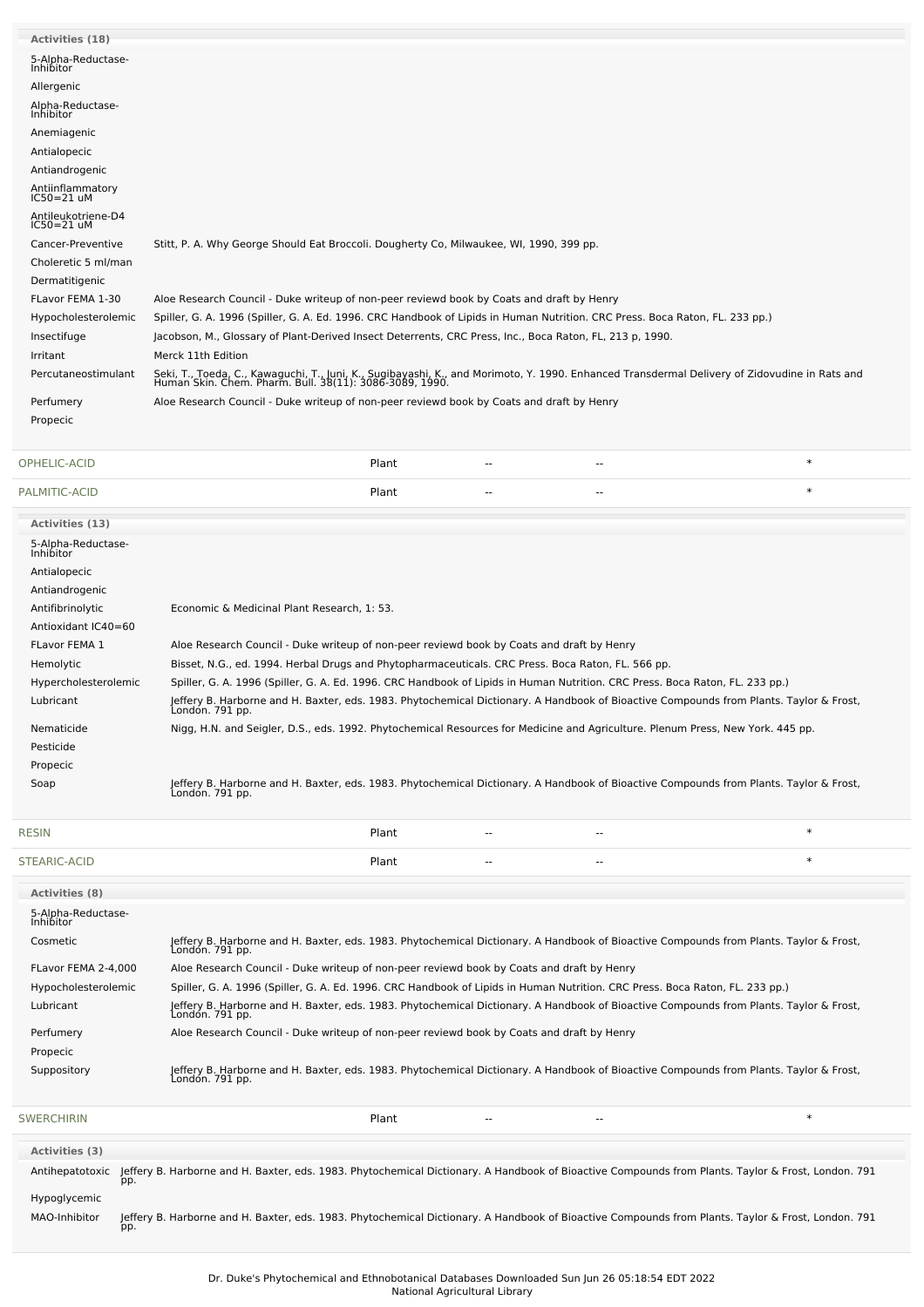**Activities (18)**

| Activity | Reference |
|---|---|
| 5-Alpha-Reductase-Inhibitor | |
| Allergenic | |
| Alpha-Reductase-Inhibitor | |
| Anemiagenic | |
| Antialopecic | |
| Antiandrogenic | |
| Antiinflammatory IC50=21 uM | |
| Antileukotriene-D4 IC50=21 uM | |
| Cancer-Preventive | Stitt, P. A. Why George Should Eat Broccoli. Dougherty Co, Milwaukee, WI, 1990, 399 pp. |
| Choleretic 5 ml/man | |
| Dermatitigenic | |
| FLavor FEMA 1-30 | Aloe Research Council - Duke writeup of non-peer reviewd book by Coats and draft by Henry |
| Hypocholesterolemic | Spiller, G. A. 1996 (Spiller, G. A. Ed. 1996. CRC Handbook of Lipids in Human Nutrition. CRC Press. Boca Raton, FL. 233 pp.) |
| Insectifuge | Jacobson, M., Glossary of Plant-Derived Insect Deterrents, CRC Press, Inc., Boca Raton, FL, 213 p, 1990. |
| Irritant | Merck 11th Edition |
| Percutaneostimulant | Seki, T., Toeda, C., Kawaguchi, T., Juni, K., Sugibayashi, K., and Morimoto, Y. 1990. Enhanced Transdermal Delivery of Zidovudine in Rats and Human Skin. Chem. Pharm. Bull. 38(11): 3086-3089, 1990. |
| Perfumery | Aloe Research Council - Duke writeup of non-peer reviewd book by Coats and draft by Henry |
| Propecic | |

| | | | | |
|---|---|---|---|---|
| OPHELIC-ACID | Plant | -- | -- | * |
| PALMITIC-ACID | Plant | -- | -- | * |

**Activities (13)**

| Activity | Reference |
|---|---|
| 5-Alpha-Reductase-Inhibitor | |
| Antialopecic | |
| Antiandrogenic | |
| Antifibrinolytic | Economic & Medicinal Plant Research, 1: 53. |
| Antioxidant IC40=60 | |
| FLavor FEMA 1 | Aloe Research Council - Duke writeup of non-peer reviewd book by Coats and draft by Henry |
| Hemolytic | Bisset, N.G., ed. 1994. Herbal Drugs and Phytopharmaceuticals. CRC Press. Boca Raton, FL. 566 pp. |
| Hypercholesterolemic | Spiller, G. A. 1996 (Spiller, G. A. Ed. 1996. CRC Handbook of Lipids in Human Nutrition. CRC Press. Boca Raton, FL. 233 pp.) |
| Lubricant | Jeffery B. Harborne and H. Baxter, eds. 1983. Phytochemical Dictionary. A Handbook of Bioactive Compounds from Plants. Taylor & Frost, London. 791 pp. |
| Nematicide | Nigg, H.N. and Seigler, D.S., eds. 1992. Phytochemical Resources for Medicine and Agriculture. Plenum Press, New York. 445 pp. |
| Pesticide | |
| Propecic | |
| Soap | Jeffery B. Harborne and H. Baxter, eds. 1983. Phytochemical Dictionary. A Handbook of Bioactive Compounds from Plants. Taylor & Frost, London. 791 pp. |

| | | | | |
|---|---|---|---|---|
| RESIN | Plant | -- | -- | * |
| STEARIC-ACID | Plant | -- | -- | * |

**Activities (8)**

| Activity | Reference |
|---|---|
| 5-Alpha-Reductase-Inhibitor | |
| Cosmetic | Jeffery B. Harborne and H. Baxter, eds. 1983. Phytochemical Dictionary. A Handbook of Bioactive Compounds from Plants. Taylor & Frost, London. 791 pp. |
| FLavor FEMA 2-4,000 | Aloe Research Council - Duke writeup of non-peer reviewd book by Coats and draft by Henry |
| Hypocholesterolemic | Spiller, G. A. 1996 (Spiller, G. A. Ed. 1996. CRC Handbook of Lipids in Human Nutrition. CRC Press. Boca Raton, FL. 233 pp.) |
| Lubricant | Jeffery B. Harborne and H. Baxter, eds. 1983. Phytochemical Dictionary. A Handbook of Bioactive Compounds from Plants. Taylor & Frost, London. 791 pp. |
| Perfumery | Aloe Research Council - Duke writeup of non-peer reviewd book by Coats and draft by Henry |
| Propecic | |
| Suppository | Jeffery B. Harborne and H. Baxter, eds. 1983. Phytochemical Dictionary. A Handbook of Bioactive Compounds from Plants. Taylor & Frost, London. 791 pp. |

| | | | | |
|---|---|---|---|---|
| SWERCHIRIN | Plant | -- | -- | * |

**Activities (3)**

| Activity | Reference |
|---|---|
| Antihepatotoxic | Jeffery B. Harborne and H. Baxter, eds. 1983. Phytochemical Dictionary. A Handbook of Bioactive Compounds from Plants. Taylor & Frost, London. 791 pp. |
| Hypoglycemic | |
| MAO-Inhibitor | Jeffery B. Harborne and H. Baxter, eds. 1983. Phytochemical Dictionary. A Handbook of Bioactive Compounds from Plants. Taylor & Frost, London. 791 pp. |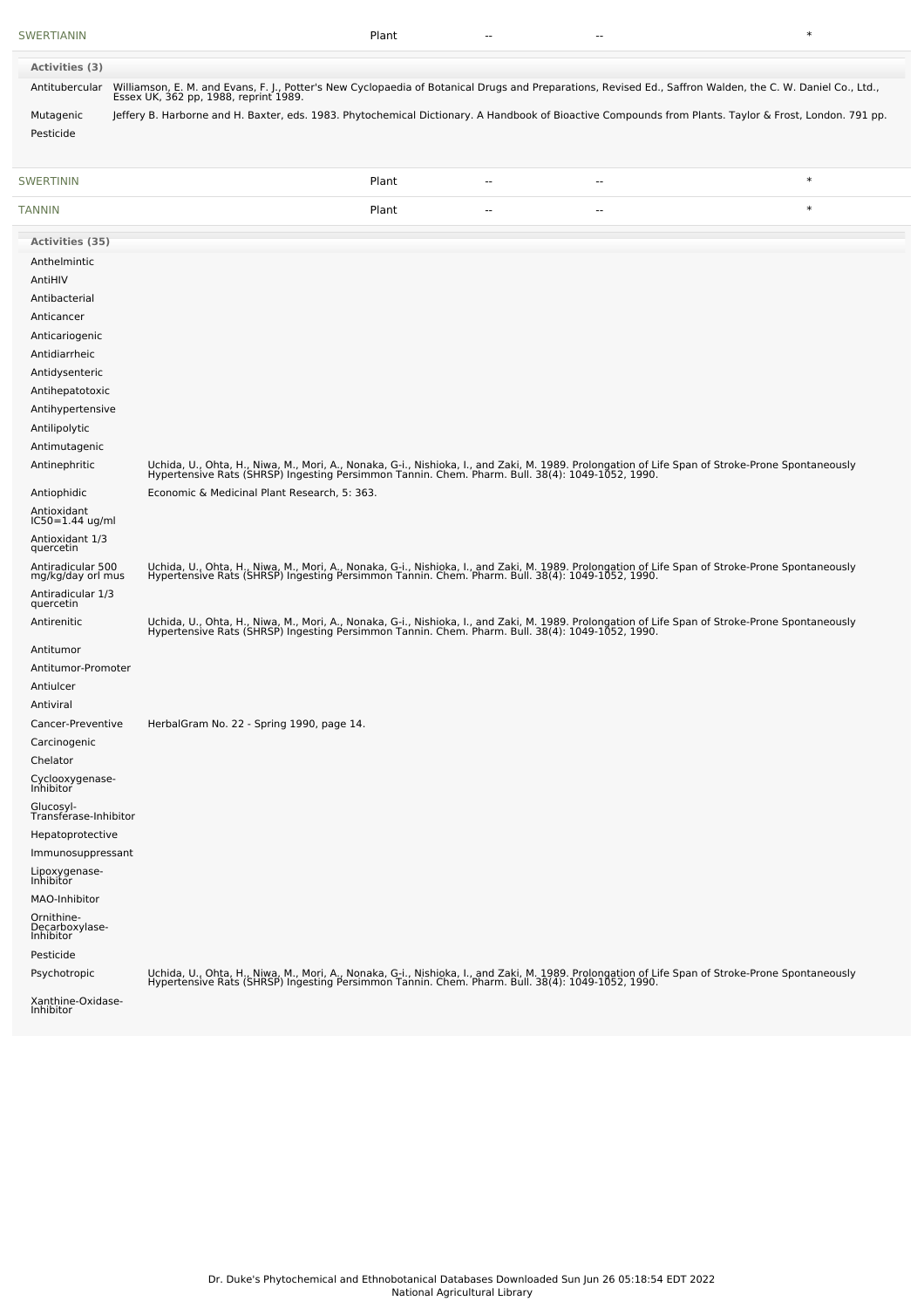| | | | | |
|---|---|---|---|---|
| SWERTIANIN | Plant | -- | -- | * |

**Activities (3)**

| | |
|---|---|
| Antitubercular | Williamson, E. M. and Evans, F. J., Potter's New Cyclopaedia of Botanical Drugs and Preparations, Revised Ed., Saffron Walden, the C. W. Daniel Co., Ltd., Essex UK, 362 pp, 1988, reprint 1989. |
| Mutagenic | Jeffery B. Harborne and H. Baxter, eds. 1983. Phytochemical Dictionary. A Handbook of Bioactive Compounds from Plants. Taylor & Frost, London. 791 pp. |
| Pesticide | |

| | | | | |
|---|---|---|---|---|
| SWERTININ | Plant | -- | -- | * |
| TANNIN | Plant | -- | -- | * |

**Activities (35)**

| | |
|---|---|
| Anthelmintic | |
| AntiHIV | |
| Antibacterial | |
| Anticancer | |
| Anticariogenic | |
| Antidiarrheic | |
| Antidysenteric | |
| Antihepatotoxic | |
| Antihypertensive | |
| Antilipolytic | |
| Antimutagenic | |
| Antinephritic | Uchida, U., Ohta, H., Niwa, M., Mori, A., Nonaka, G-i., Nishioka, I., and Zaki, M. 1989. Prolongation of Life Span of Stroke-Prone Spontaneously Hypertensive Rats (SHRSP) Ingesting Persimmon Tannin. Chem. Pharm. Bull. 38(4): 1049-1052, 1990. |
| Antiophidic | Economic & Medicinal Plant Research, 5: 363. |
| Antioxidant IC50=1.44 ug/ml | |
| Antioxidant 1/3 quercetin | |
| Antiradicular 500 mg/kg/day orl mus | Uchida, U., Ohta, H., Niwa, M., Mori, A., Nonaka, G-i., Nishioka, I., and Zaki, M. 1989. Prolongation of Life Span of Stroke-Prone Spontaneously Hypertensive Rats (SHRSP) Ingesting Persimmon Tannin. Chem. Pharm. Bull. 38(4): 1049-1052, 1990. |
| Antiradicular 1/3 quercetin | |
| Antirenitic | Uchida, U., Ohta, H., Niwa, M., Mori, A., Nonaka, G-i., Nishioka, I., and Zaki, M. 1989. Prolongation of Life Span of Stroke-Prone Spontaneously Hypertensive Rats (SHRSP) Ingesting Persimmon Tannin. Chem. Pharm. Bull. 38(4): 1049-1052, 1990. |
| Antitumor | |
| Antitumor-Promoter | |
| Antiulcer | |
| Antiviral | |
| Cancer-Preventive | HerbalGram No. 22 - Spring 1990, page 14. |
| Carcinogenic | |
| Chelator | |
| Cyclooxygenase-Inhibitor | |
| Glucosyl-Transferase-Inhibitor | |
| Hepatoprotective | |
| Immunosuppressant | |
| Lipoxygenase-Inhibitor | |
| MAO-Inhibitor | |
| Ornithine-Decarboxylase-Inhibitor | |
| Pesticide | |
| Psychotropic | Uchida, U., Ohta, H., Niwa, M., Mori, A., Nonaka, G-i., Nishioka, I., and Zaki, M. 1989. Prolongation of Life Span of Stroke-Prone Spontaneously Hypertensive Rats (SHRSP) Ingesting Persimmon Tannin. Chem. Pharm. Bull. 38(4): 1049-1052, 1990. |
| Xanthine-Oxidase-Inhibitor | |